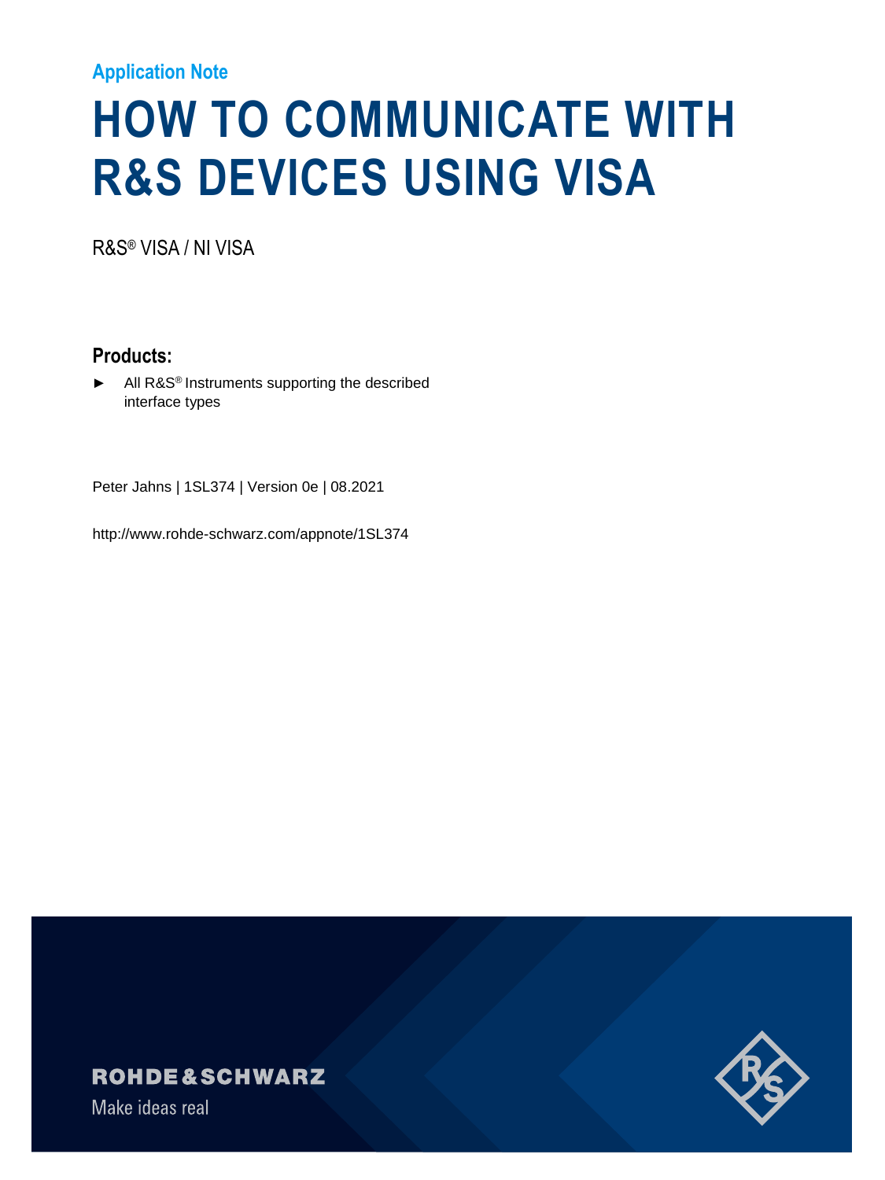Application Note

# HOW TO COMMUNICATE WITH R&S DEVICES USING VISA

R&S® VISA / NI VISA

## Products:

- All R&S® Instruments supporting the described interface types

Peter Jahns | 1SL374 | Version 0e | 08.2021

http://www.rohde-schwarz.com/appnote/1SL374

ROHDE&SCHWARZ

Make ideas real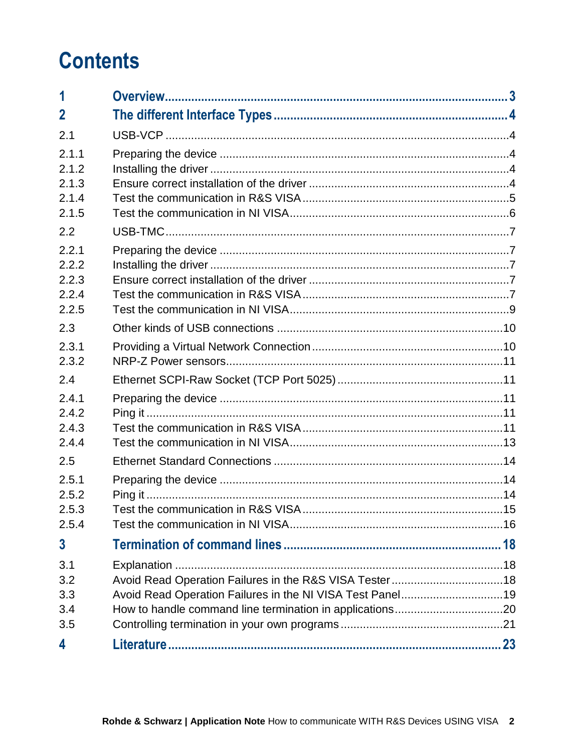# Contents

| | | |
|---|---|---|
| **1** | **Overview** | **3** |
| **2** | **The different Interface Types** | **4** |
| 2.1 | USB-VCP | 4 |
| 2.1.1 | Preparing the device | 4 |
| 2.1.2 | Installing the driver | 4 |
| 2.1.3 | Ensure correct installation of the driver | 4 |
| 2.1.4 | Test the communication in R&S VISA | 5 |
| 2.1.5 | Test the communication in NI VISA | 6 |
| 2.2 | USB-TMC | 7 |
| 2.2.1 | Preparing the device | 7 |
| 2.2.2 | Installing the driver | 7 |
| 2.2.3 | Ensure correct installation of the driver | 7 |
| 2.2.4 | Test the communication in R&S VISA | 7 |
| 2.2.5 | Test the communication in NI VISA | 9 |
| 2.3 | Other kinds of USB connections | 10 |
| 2.3.1 | Providing a Virtual Network Connection | 10 |
| 2.3.2 | NRP-Z Power sensors | 11 |
| 2.4 | Ethernet SCPI-Raw Socket (TCP Port 5025) | 11 |
| 2.4.1 | Preparing the device | 11 |
| 2.4.2 | Ping it | 11 |
| 2.4.3 | Test the communication in R&S VISA | 11 |
| 2.4.4 | Test the communication in NI VISA | 13 |
| 2.5 | Ethernet Standard Connections | 14 |
| 2.5.1 | Preparing the device | 14 |
| 2.5.2 | Ping it | 14 |
| 2.5.3 | Test the communication in R&S VISA | 15 |
| 2.5.4 | Test the communication in NI VISA | 16 |
| **3** | **Termination of command lines** | **18** |
| 3.1 | Explanation | 18 |
| 3.2 | Avoid Read Operation Failures in the R&S VISA Tester | 18 |
| 3.3 | Avoid Read Operation Failures in the NI VISA Test Panel | 19 |
| 3.4 | How to handle command line termination in applications | 20 |
| 3.5 | Controlling termination in your own programs | 21 |
| **4** | **Literature** | **23** |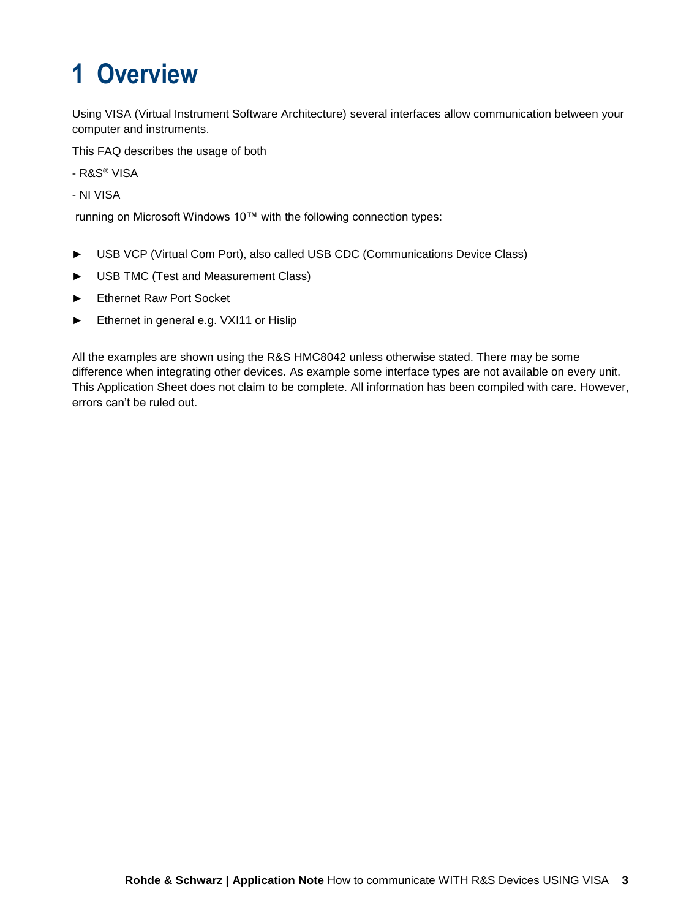# 1 Overview

Using VISA (Virtual Instrument Software Architecture) several interfaces allow communication between your computer and instruments.

This FAQ describes the usage of both

- R&S® VISA

- NI VISA

running on Microsoft Windows 10™ with the following connection types:

► USB VCP (Virtual Com Port), also called USB CDC (Communications Device Class)

► USB TMC (Test and Measurement Class)

► Ethernet Raw Port Socket

► Ethernet in general e.g. VXI11 or Hislip

All the examples are shown using the R&S HMC8042 unless otherwise stated. There may be some difference when integrating other devices. As example some interface types are not available on every unit. This Application Sheet does not claim to be complete. All information has been compiled with care. However, errors can't be ruled out.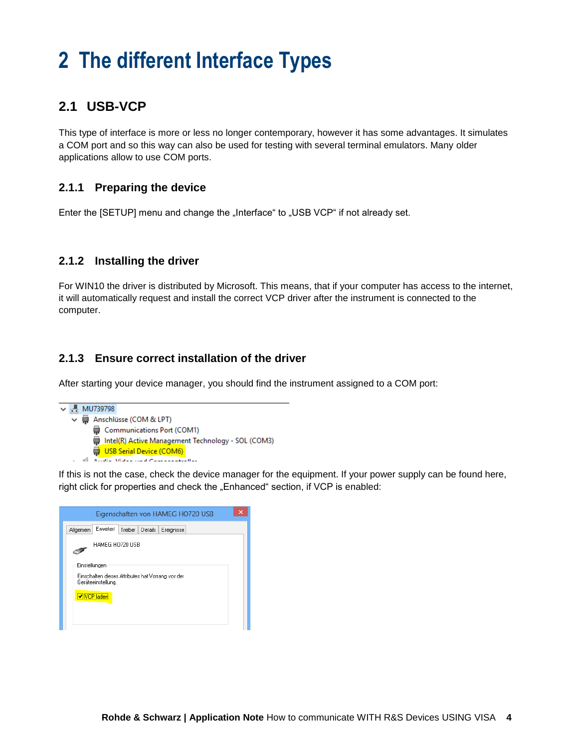# 2 The different Interface Types

## 2.1 USB-VCP

This type of interface is more or less no longer contemporary, however it has some advantages. It simulates a COM port and so this way can also be used for testing with several terminal emulators. Many older applications allow to use COM ports.

### 2.1.1 Preparing the device

Enter the [SETUP] menu and change the „Interface" to „USB VCP" if not already set.

### 2.1.2 Installing the driver

For WIN10 the driver is distributed by Microsoft. This means, that if your computer has access to the internet, it will automatically request and install the correct VCP driver after the instrument is connected to the computer.

### 2.1.3 Ensure correct installation of the driver

After starting your device manager, you should find the instrument assigned to a COM port:

If this is not the case, check the device manager for the equipment. If your power supply can be found here, right click for properties and check the „Enhanced" section, if VCP is enabled: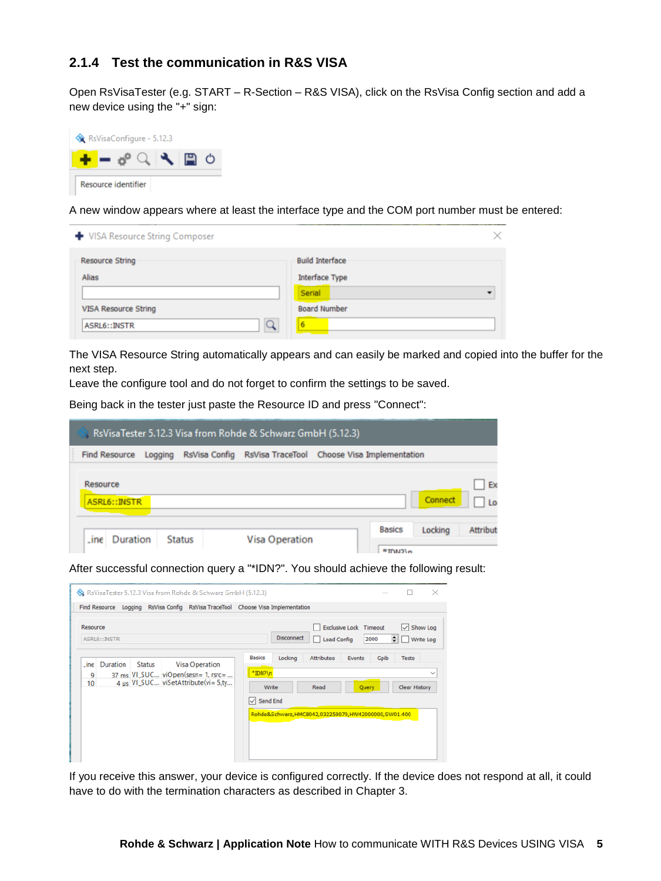### 2.1.4 Test the communication in R&S VISA

Open RsVisaTester (e.g. START – R-Section – R&S VISA), click on the RsVisa Config section and add a new device using the "+" sign:

A new window appears where at least the interface type and the COM port number must be entered:

The VISA Resource String automatically appears and can easily be marked and copied into the buffer for the next step.
Leave the configure tool and do not forget to confirm the settings to be saved.

Being back in the tester just paste the Resource ID and press "Connect":

After successful connection query a "*IDN?". You should achieve the following result:

If you receive this answer, your device is configured correctly. If the device does not respond at all, it could have to do with the termination characters as described in Chapter 3.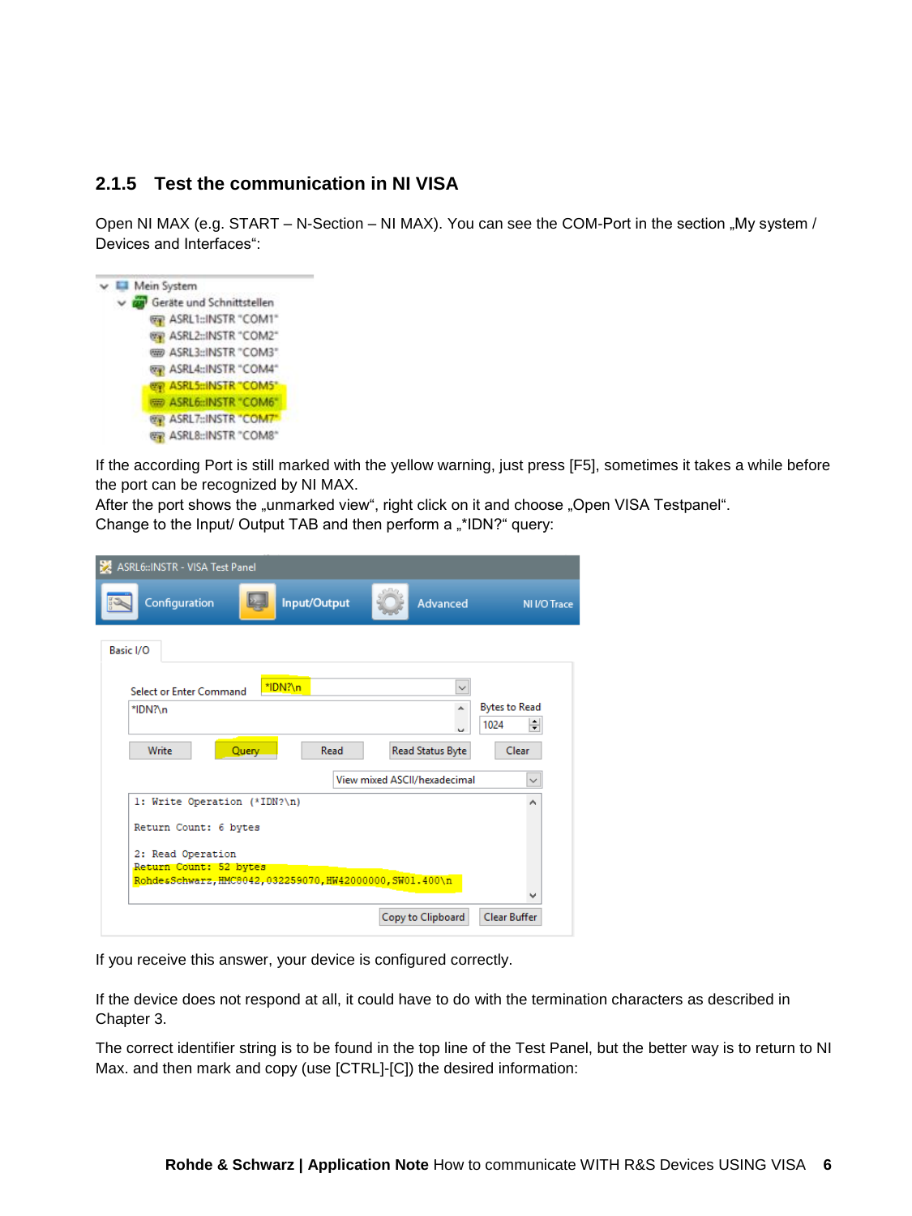### 2.1.5 Test the communication in NI VISA

Open NI MAX (e.g. START – N-Section – NI MAX). You can see the COM-Port in the section „My system / Devices and Interfaces":

If the according Port is still marked with the yellow warning, just press [F5], sometimes it takes a while before the port can be recognized by NI MAX.
After the port shows the „unmarked view", right click on it and choose „Open VISA Testpanel".
Change to the Input/ Output TAB and then perform a „*IDN?" query:

If you receive this answer, your device is configured correctly.

If the device does not respond at all, it could have to do with the termination characters as described in Chapter 3.

The correct identifier string is to be found in the top line of the Test Panel, but the better way is to return to NI Max. and then mark and copy (use [CTRL]-[C]) the desired information: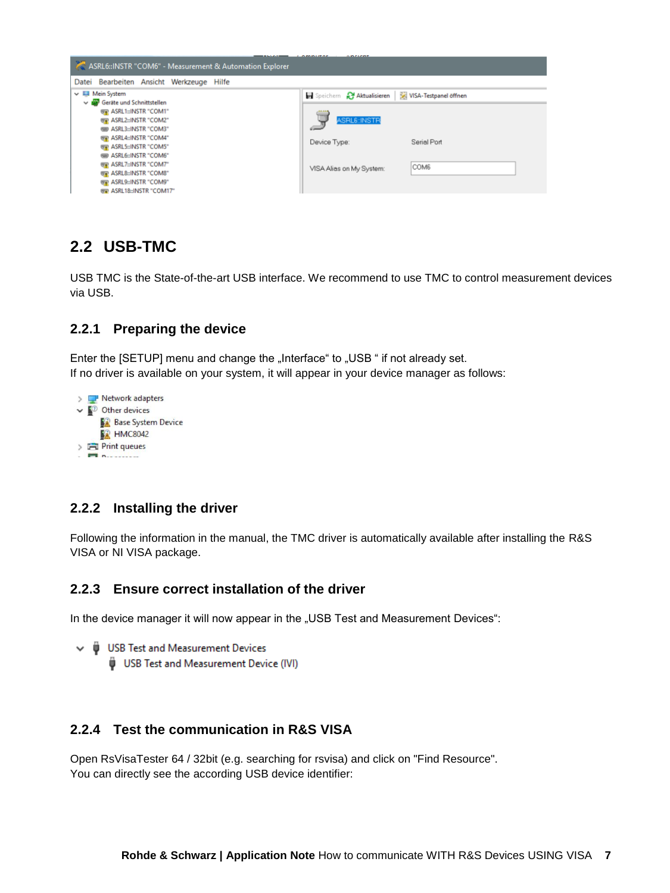## 2.2 USB-TMC

USB TMC is the State-of-the-art USB interface. We recommend to use TMC to control measurement devices via USB.

### 2.2.1 Preparing the device

Enter the [SETUP] menu and change the „Interface“ to „USB “ if not already set.
If no driver is available on your system, it will appear in your device manager as follows:

### 2.2.2 Installing the driver

Following the information in the manual, the TMC driver is automatically available after installing the R&S VISA or NI VISA package.

### 2.2.3 Ensure correct installation of the driver

In the device manager it will now appear in the „USB Test and Measurement Devices“:

### 2.2.4 Test the communication in R&S VISA

Open RsVisaTester 64 / 32bit (e.g. searching for rsvisa) and click on "Find Resource".
You can directly see the according USB device identifier: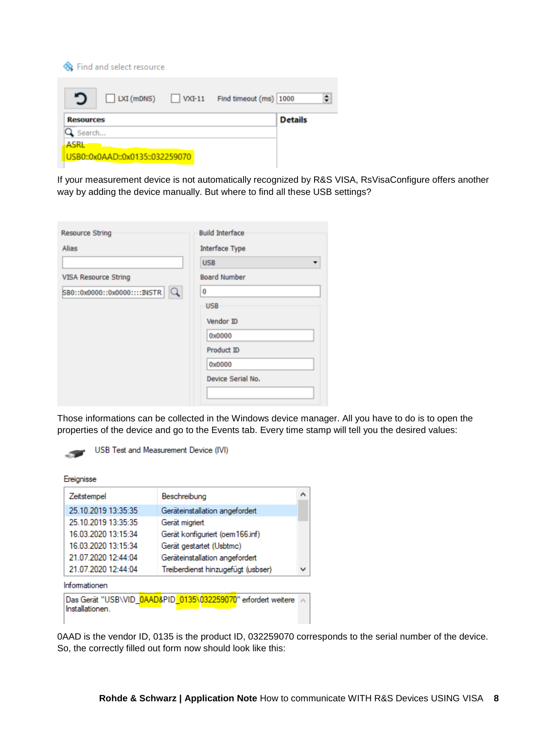If your measurement device is not automatically recognized by R&S VISA, RsVisaConfigure offers another way by adding the device manually. But where to find all these USB settings?

Those informations can be collected in the Windows device manager. All you have to do is to open the properties of the device and go to the Events tab. Every time stamp will tell you the desired values:

0AAD is the vendor ID, 0135 is the product ID, 032259070 corresponds to the serial number of the device. So, the correctly filled out form now should look like this: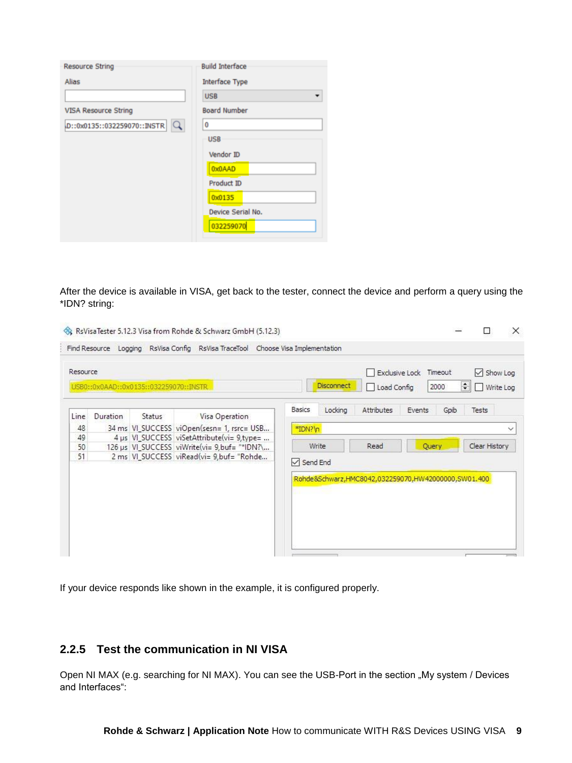After the device is available in VISA, get back to the tester, connect the device and perform a query using the *IDN? string:

If your device responds like shown in the example, it is configured properly.

### 2.2.5 Test the communication in NI VISA

Open NI MAX (e.g. searching for NI MAX). You can see the USB-Port in the section „My system / Devices and Interfaces“: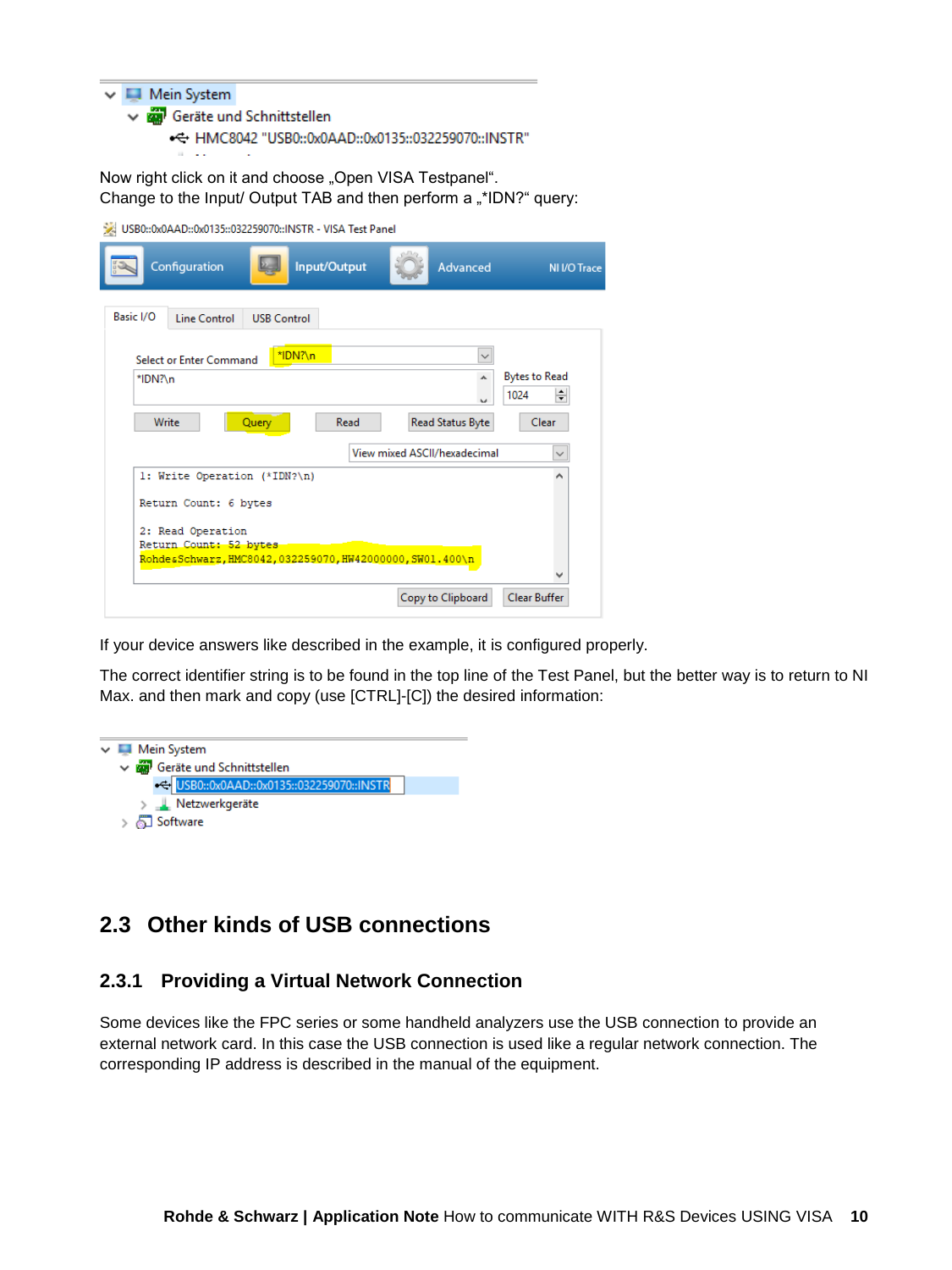Now right click on it and choose „Open VISA Testpanel“.
Change to the Input/ Output TAB and then perform a „*IDN?“ query:

If your device answers like described in the example, it is configured properly.

The correct identifier string is to be found in the top line of the Test Panel, but the better way is to return to NI Max. and then mark and copy (use [CTRL]-[C]) the desired information:

## 2.3 Other kinds of USB connections

### 2.3.1 Providing a Virtual Network Connection

Some devices like the FPC series or some handheld analyzers use the USB connection to provide an external network card. In this case the USB connection is used like a regular network connection. The corresponding IP address is described in the manual of the equipment.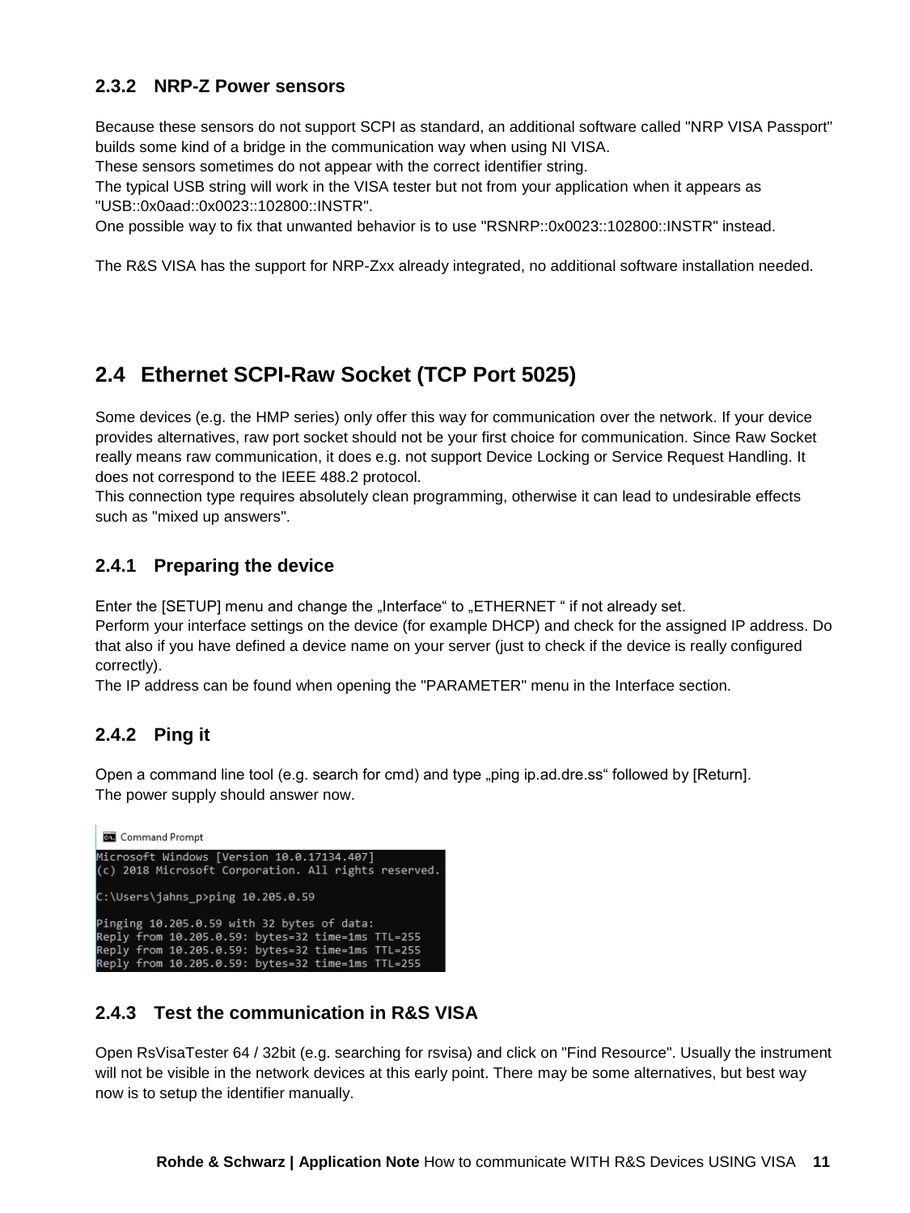### 2.3.2 NRP-Z Power sensors

Because these sensors do not support SCPI as standard, an additional software called "NRP VISA Passport" builds some kind of a bridge in the communication way when using NI VISA.
These sensors sometimes do not appear with the correct identifier string.
The typical USB string will work in the VISA tester but not from your application when it appears as "USB::0x0aad::0x0023::102800::INSTR".
One possible way to fix that unwanted behavior is to use "RSNRP::0x0023::102800::INSTR" instead.

The R&S VISA has the support for NRP-Zxx already integrated, no additional software installation needed.

## 2.4 Ethernet SCPI-Raw Socket (TCP Port 5025)

Some devices (e.g. the HMP series) only offer this way for communication over the network. If your device provides alternatives, raw port socket should not be your first choice for communication. Since Raw Socket really means raw communication, it does e.g. not support Device Locking or Service Request Handling. It does not correspond to the IEEE 488.2 protocol.
This connection type requires absolutely clean programming, otherwise it can lead to undesirable effects such as "mixed up answers".

### 2.4.1 Preparing the device

Enter the [SETUP] menu and change the „Interface" to „ETHERNET " if not already set.
Perform your interface settings on the device (for example DHCP) and check for the assigned IP address. Do that also if you have defined a device name on your server (just to check if the device is really configured correctly).
The IP address can be found when opening the "PARAMETER" menu in the Interface section.

### 2.4.2 Ping it

Open a command line tool (e.g. search for cmd) and type „ping ip.ad.dre.ss" followed by [Return].
The power supply should answer now.

```
Command Prompt
Microsoft Windows [Version 10.0.17134.407]
(c) 2018 Microsoft Corporation. All rights reserved.

C:\Users\jahns_p>ping 10.205.0.59

Pinging 10.205.0.59 with 32 bytes of data:
Reply from 10.205.0.59: bytes=32 time=1ms TTL=255
Reply from 10.205.0.59: bytes=32 time=1ms TTL=255
Reply from 10.205.0.59: bytes=32 time=1ms TTL=255
```

### 2.4.3 Test the communication in R&S VISA

Open RsVisaTester 64 / 32bit (e.g. searching for rsvisa) and click on "Find Resource". Usually the instrument will not be visible in the network devices at this early point. There may be some alternatives, but best way now is to setup the identifier manually.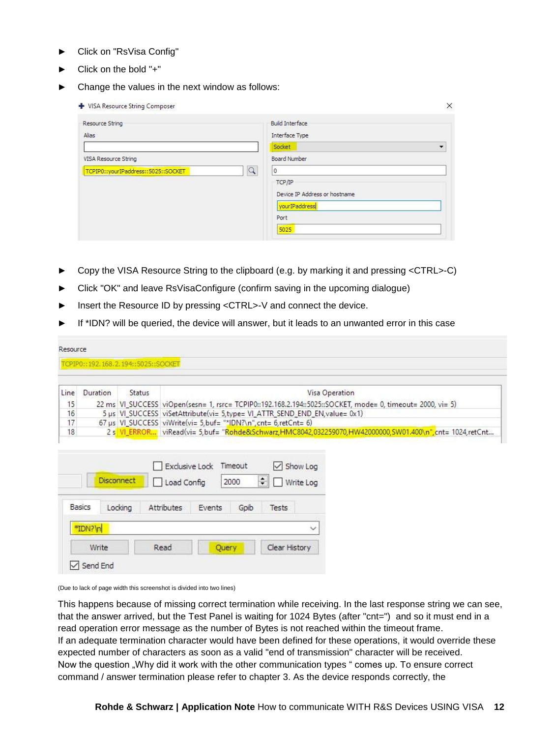- Click on "RsVisa Config"
- Click on the bold "+"
- Change the values in the next window as follows:

VISA Resource String Composer

| Resource String | Build Interface |
|---|---|
| Alias: | Interface Type: Socket |
| VISA Resource String: TCPIP0::yourIPaddress::5025::SOCKET | Board Number: 0 |
| | TCP/IP — Device IP Address or hostname: yourIPaddress |
| | Port: 5025 |

- Copy the VISA Resource String to the clipboard (e.g. by marking it and pressing <CTRL>-C)
- Click "OK" and leave RsVisaConfigure (confirm saving in the upcoming dialogue)
- Insert the Resource ID by pressing <CTRL>-V and connect the device.
- If *IDN? will be queried, the device will answer, but it leads to an unwanted error in this case

Resource: TCPIP0::192.168.2.194::5025::SOCKET

| Line | Duration | Status | Visa Operation |
|---|---|---|---|
| 15 | 22 ms | VI_SUCCESS | viOpen(sesn= 1, rsrc= TCPIP0::192.168.2.194::5025::SOCKET, mode= 0, timeout= 2000, vi= 5) |
| 16 | 5 µs | VI_SUCCESS | viSetAttribute(vi= 5,type= VI_ATTR_SEND_END_EN,value= 0x1) |
| 17 | 67 µs | VI_SUCCESS | viWrite(vi= 5,buf= "*IDN?\n",cnt= 6,retCnt= 6) |
| 18 | 2 s | VI_ERROR... | viRead(vi= 5,buf= "Rohde&Schwarz,HMC8042,032259070,HW42000000,SW01.400\n",cnt= 1024,retCnt... |

Disconnect | Exclusive Lock | Load Config | Timeout 2000 | Show Log | Write Log

Basics | Locking | Attributes | Events | Gpib | Tests

*IDN?\n

Write | Read | Query | Clear History

Send End

(Due to lack of page width this screenshot is divided into two lines)

This happens because of missing correct termination while receiving. In the last response string we can see, that the answer arrived, but the Test Panel is waiting for 1024 Bytes (after "cnt=") and so it must end in a read operation error message as the number of Bytes is not reached within the timeout frame.
If an adequate termination character would have been defined for these operations, it would override these expected number of characters as soon as a valid "end of transmission" character will be received.
Now the question „Why did it work with the other communication types " comes up. To ensure correct command / answer termination please refer to chapter 3. As the device responds correctly, the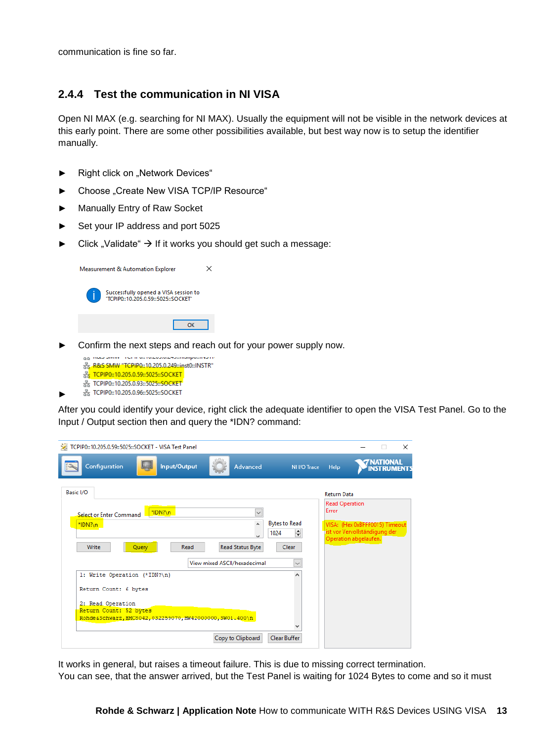communication is fine so far.

### 2.4.4 Test the communication in NI VISA

Open NI MAX (e.g. searching for NI MAX). Usually the equipment will not be visible in the network devices at this early point. There are some other possibilities available, but best way now is to setup the identifier manually.

- ► Right click on „Network Devices“
- ► Choose „Create New VISA TCP/IP Resource“
- ► Manually Entry of Raw Socket
- ► Set your IP address and port 5025
- ► Click „Validate“ → If it works you should get such a message:

Measurement & Automation Explorer

Successfully opened a VISA session to "TCPIP0::10.205.0.59::5025::SOCKET"

OK

- ► Confirm the next steps and reach out for your power supply now.

R&S SMW "TCPIP0::10.205.0.249::inst0::INSTR"
TCPIP0::10.205.0.59::5025::SOCKET
TCPIP0::10.205.0.93::5025::SOCKET
TCPIP0::10.205.0.96::5025::SOCKET

- ►

After you could identify your device, right click the adequate identifier to open the VISA Test Panel. Go to the Input / Output section then and query the *IDN? command:

TCPIP0::10.205.0.59::5025::SOCKET - VISA Test Panel

Configuration | Input/Output | Advanced | NI I/O Trace | Help

Basic I/O

Select or Enter Command: *IDN?\n

Bytes to Read: 1024

Write | Query | Read | Read Status Byte | Clear

View mixed ASCII/hexadecimal

```
1: Write Operation (*IDN?\n)

Return Count: 6 bytes

2: Read Operation
Return Count: 52 bytes
Rohde&Schwarz,HMC8042,032259070,HW42000000,SW01.400\n
```

Copy to Clipboard | Clear Buffer

Return Data

Read Operation
Error

VISA: (Hex 0xBFFF0015) Timeout ist vor Vervollständigung der Operation abgelaufen.

It works in general, but raises a timeout failure. This is due to missing correct termination.
You can see, that the answer arrived, but the Test Panel is waiting for 1024 Bytes to come and so it must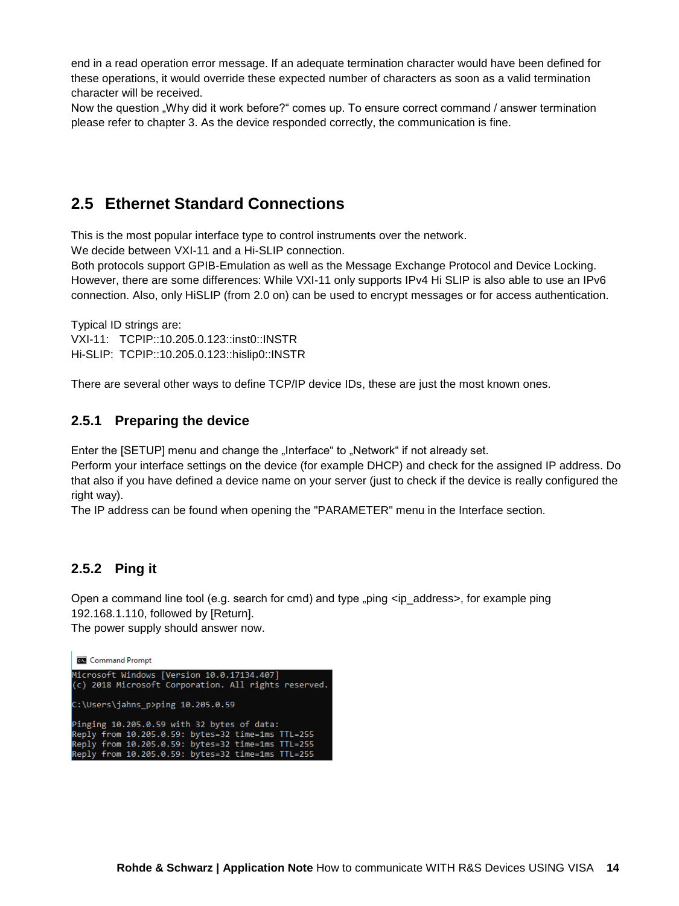end in a read operation error message. If an adequate termination character would have been defined for these operations, it would override these expected number of characters as soon as a valid termination character will be received.
Now the question „Why did it work before?" comes up. To ensure correct command / answer termination please refer to chapter 3. As the device responded correctly, the communication is fine.

## 2.5 Ethernet Standard Connections

This is the most popular interface type to control instruments over the network.
We decide between VXI-11 and a Hi-SLIP connection.
Both protocols support GPIB-Emulation as well as the Message Exchange Protocol and Device Locking. However, there are some differences: While VXI-11 only supports IPv4 Hi SLIP is also able to use an IPv6 connection. Also, only HiSLIP (from 2.0 on) can be used to encrypt messages or for access authentication.

Typical ID strings are:
VXI-11: TCPIP::10.205.0.123::inst0::INSTR
Hi-SLIP: TCPIP::10.205.0.123::hislip0::INSTR

There are several other ways to define TCP/IP device IDs, these are just the most known ones.

### 2.5.1 Preparing the device

Enter the [SETUP] menu and change the „Interface" to „Network" if not already set.
Perform your interface settings on the device (for example DHCP) and check for the assigned IP address. Do that also if you have defined a device name on your server (just to check if the device is really configured the right way).
The IP address can be found when opening the "PARAMETER" menu in the Interface section.

### 2.5.2 Ping it

Open a command line tool (e.g. search for cmd) and type „ping <ip_address>, for example ping 192.168.1.110, followed by [Return].
The power supply should answer now.

```
Command Prompt
Microsoft Windows [Version 10.0.17134.407]
(c) 2018 Microsoft Corporation. All rights reserved.

C:\Users\jahns_p>ping 10.205.0.59

Pinging 10.205.0.59 with 32 bytes of data:
Reply from 10.205.0.59: bytes=32 time=1ms TTL=255
Reply from 10.205.0.59: bytes=32 time=1ms TTL=255
Reply from 10.205.0.59: bytes=32 time=1ms TTL=255
```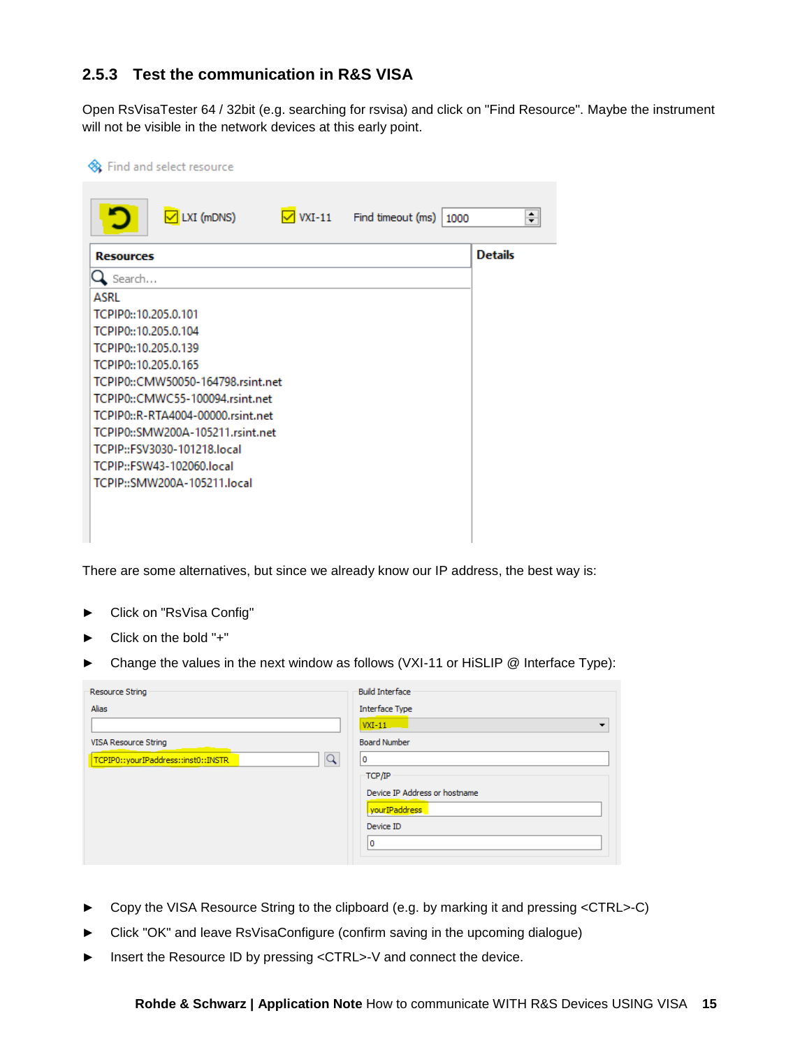### 2.5.3 Test the communication in R&S VISA

Open RsVisaTester 64 / 32bit (e.g. searching for rsvisa) and click on "Find Resource". Maybe the instrument will not be visible in the network devices at this early point.

There are some alternatives, but since we already know our IP address, the best way is:

- Click on "RsVisa Config"
- Click on the bold "+"
- Change the values in the next window as follows (VXI-11 or HiSLIP @ Interface Type):

- Copy the VISA Resource String to the clipboard (e.g. by marking it and pressing <CTRL>-C)
- Click "OK" and leave RsVisaConfigure (confirm saving in the upcoming dialogue)
- Insert the Resource ID by pressing <CTRL>-V and connect the device.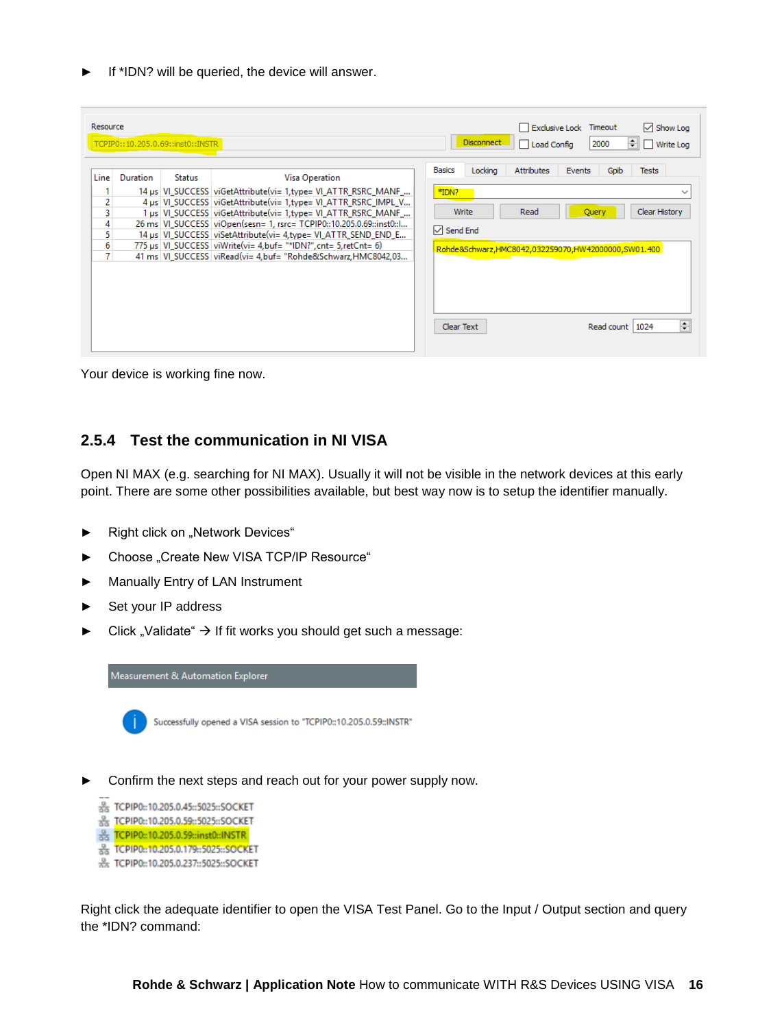► If *IDN? will be queried, the device will answer.

Your device is working fine now.

### 2.5.4 Test the communication in NI VISA

Open NI MAX (e.g. searching for NI MAX). Usually it will not be visible in the network devices at this early point. There are some other possibilities available, but best way now is to setup the identifier manually.

► Right click on „Network Devices“

► Choose „Create New VISA TCP/IP Resource“

► Manually Entry of LAN Instrument

► Set your IP address

► Click „Validate“ → If fit works you should get such a message:

► Confirm the next steps and reach out for your power supply now.

Right click the adequate identifier to open the VISA Test Panel. Go to the Input / Output section and query the *IDN? command: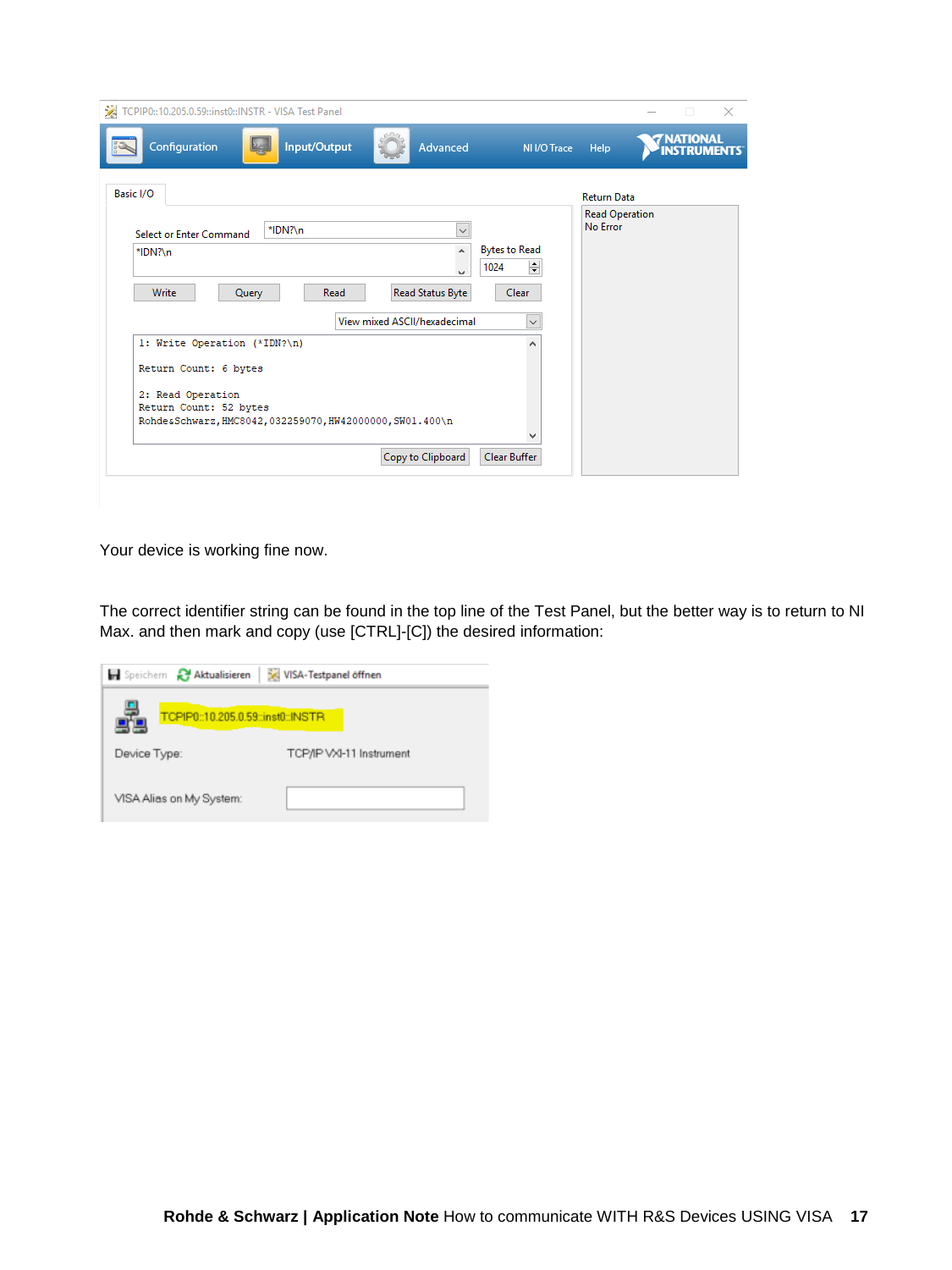Your device is working fine now.

The correct identifier string can be found in the top line of the Test Panel, but the better way is to return to NI Max. and then mark and copy (use [CTRL]-[C]) the desired information: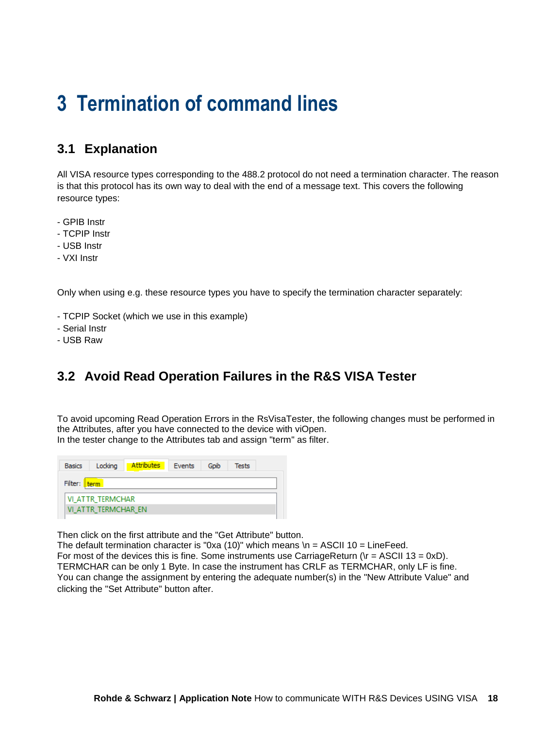# 3 Termination of command lines

## 3.1 Explanation

All VISA resource types corresponding to the 488.2 protocol do not need a termination character. The reason is that this protocol has its own way to deal with the end of a message text. This covers the following resource types:

- GPIB Instr
- TCPIP Instr
- USB Instr
- VXI Instr

Only when using e.g. these resource types you have to specify the termination character separately:

- TCPIP Socket (which we use in this example)
- Serial Instr
- USB Raw

## 3.2 Avoid Read Operation Failures in the R&S VISA Tester

To avoid upcoming Read Operation Errors in the RsVisaTester, the following changes must be performed in the Attributes, after you have connected to the device with viOpen.
In the tester change to the Attributes tab and assign "term" as filter.

Basics | Locking | Attributes | Events | Gpib | Tests

Filter: term

VI_ATTR_TERMCHAR
VI_ATTR_TERMCHAR_EN

Then click on the first attribute and the "Get Attribute" button.
The default termination character is "0xa (10)" which means \n = ASCII 10 = LineFeed.
For most of the devices this is fine. Some instruments use CarriageReturn (\r = ASCII 13 = 0xD).
TERMCHAR can be only 1 Byte. In case the instrument has CRLF as TERMCHAR, only LF is fine.
You can change the assignment by entering the adequate number(s) in the "New Attribute Value" and clicking the "Set Attribute" button after.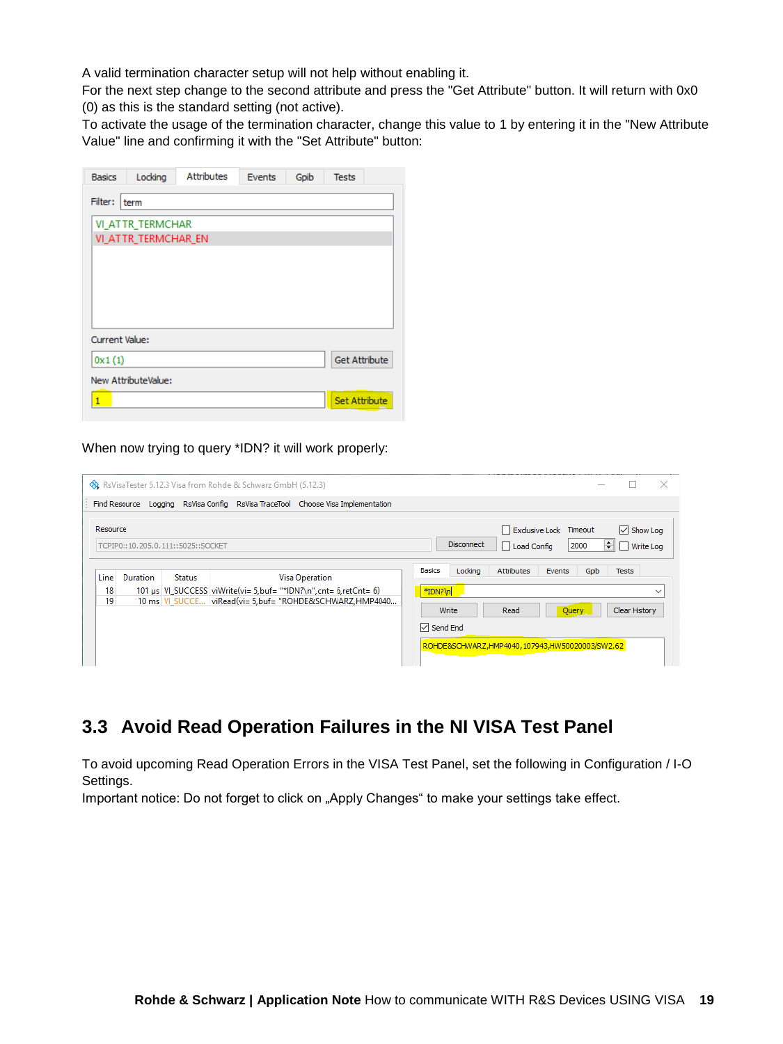A valid termination character setup will not help without enabling it.
For the next step change to the second attribute and press the "Get Attribute" button. It will return with 0x0 (0) as this is the standard setting (not active).
To activate the usage of the termination character, change this value to 1 by entering it in the "New Attribute Value" line and confirming it with the "Set Attribute" button:

When now trying to query *IDN? it will work properly:

## 3.3 Avoid Read Operation Failures in the NI VISA Test Panel

To avoid upcoming Read Operation Errors in the VISA Test Panel, set the following in Configuration / I-O Settings.
Important notice: Do not forget to click on „Apply Changes“ to make your settings take effect.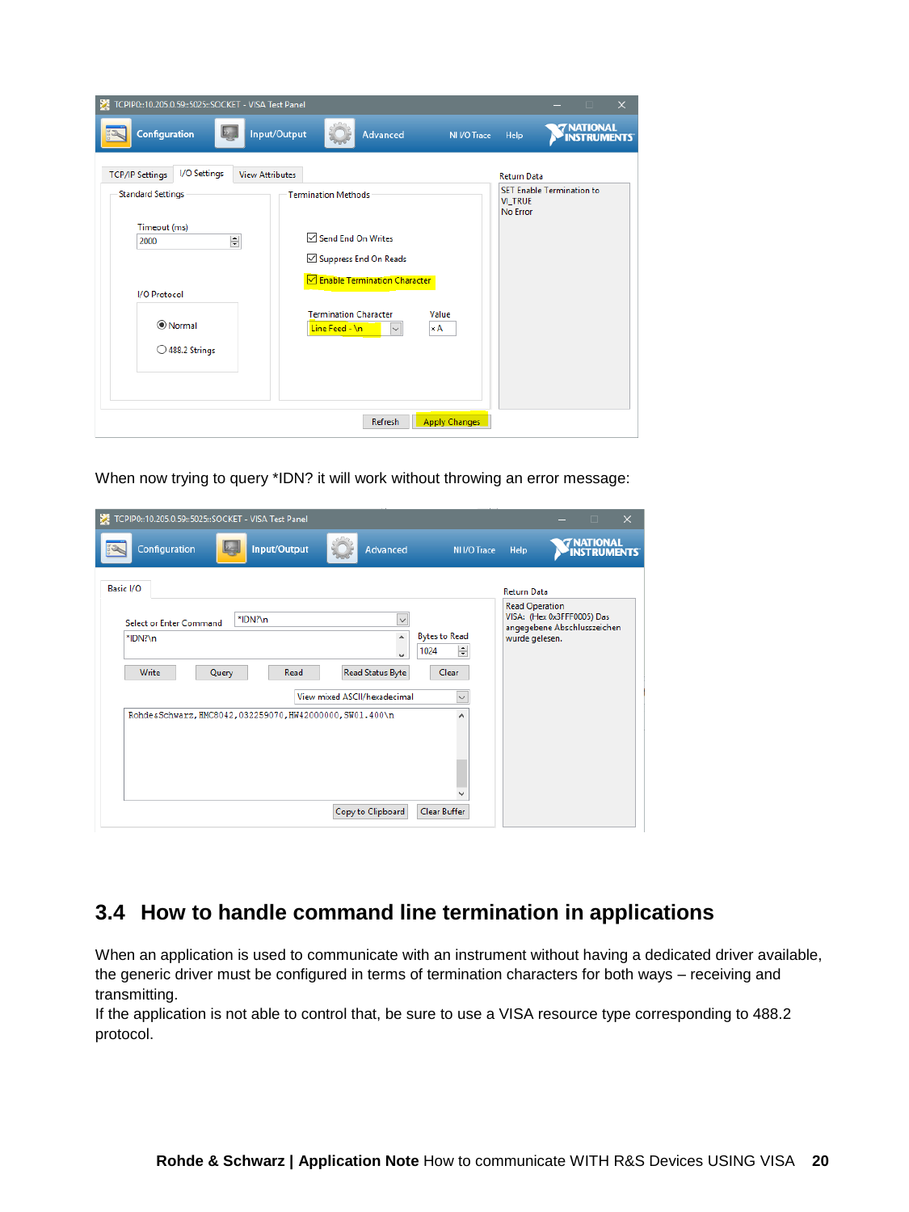When now trying to query *IDN? it will work without throwing an error message:

## 3.4 How to handle command line termination in applications

When an application is used to communicate with an instrument without having a dedicated driver available, the generic driver must be configured in terms of termination characters for both ways – receiving and transmitting.

If the application is not able to control that, be sure to use a VISA resource type corresponding to 488.2 protocol.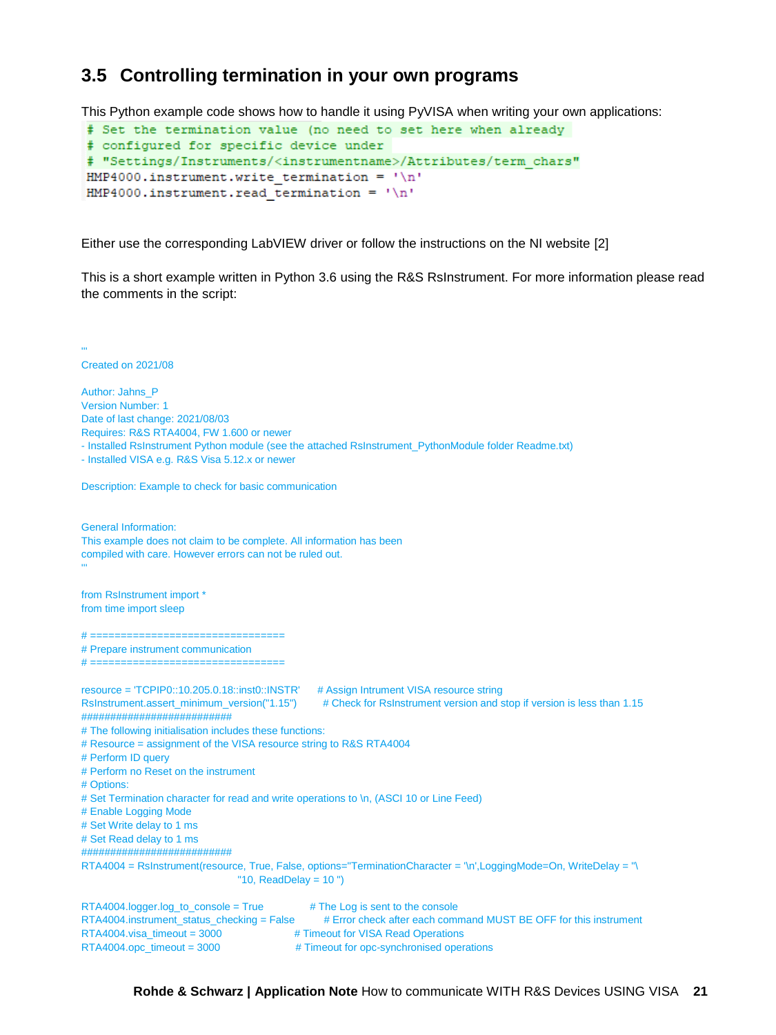## 3.5 Controlling termination in your own programs

This Python example code shows how to handle it using PyVISA when writing your own applications:

```
# Set the termination value (no need to set here when already
# configured for specific device under
# "Settings/Instruments/<instrumentname>/Attributes/term_chars"
HMP4000.instrument.write_termination = '\n'
HMP4000.instrument.read_termination = '\n'
```

Either use the corresponding LabVIEW driver or follow the instructions on the NI website [2]

This is a short example written in Python 3.6 using the R&S RsInstrument. For more information please read the comments in the script:

```
'''
Created on 2021/08

Author: Jahns_P
Version Number: 1
Date of last change: 2021/08/03
Requires: R&S RTA4004, FW 1.600 or newer
- Installed RsInstrument Python module (see the attached RsInstrument_PythonModule folder Readme.txt)
- Installed VISA e.g. R&S Visa 5.12.x or newer

Description: Example to check for basic communication


General Information:
This example does not claim to be complete. All information has been
compiled with care. However errors can not be ruled out.
'''

from RsInstrument import *
from time import sleep

# ===============================
# Prepare instrument communication
# ===============================

resource = 'TCPIP0::10.205.0.18::inst0::INSTR'    # Assign Intrument VISA resource string
RsInstrument.assert_minimum_version("1.15")       # Check for RsInstrument version and stop if version is less than 1.15
##########################
# The following initialisation includes these functions:
# Resource = assignment of the VISA resource string to R&S RTA4004
# Perform ID query
# Perform no Reset on the instrument
# Options:
# Set Termination character for read and write operations to \n, (ASCI 10 or Line Feed)
# Enable Logging Mode
# Set Write delay to 1 ms
# Set Read delay to 1 ms
##########################
RTA4004 = RsInstrument(resource, True, False, options="TerminationCharacter = '\n',LoggingMode=On, WriteDelay = "\
                        "10, ReadDelay = 10 ")

RTA4004.logger.log_to_console = True              # The Log is sent to the console
RTA4004.instrument_status_checking = False        # Error check after each command MUST BE OFF for this instrument
RTA4004.visa_timeout = 3000                       # Timeout for VISA Read Operations
RTA4004.opc_timeout = 3000                        # Timeout for opc-synchronised operations
```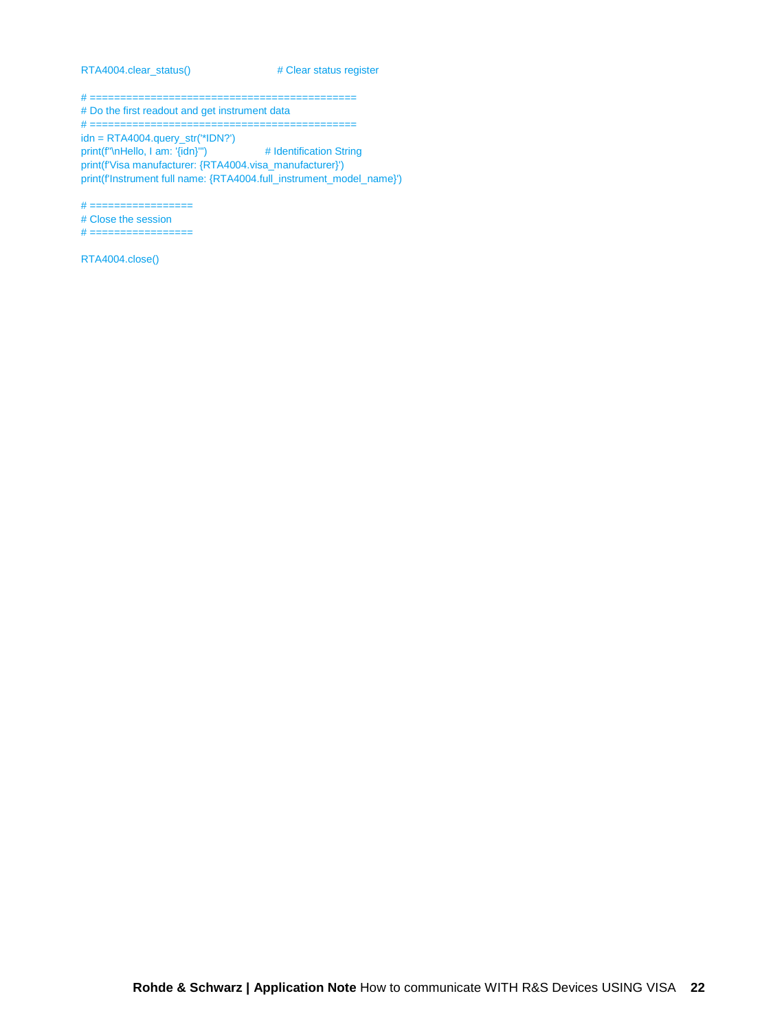```
RTA4004.clear_status()                          # Clear status register

# ==========================================
# Do the first readout and get instrument data
# ==========================================
idn = RTA4004.query_str('*IDN?')
print(f"\nHello, I am: '{idn}'")                # Identification String
print(f'Visa manufacturer: {RTA4004.visa_manufacturer}')
print(f'Instrument full name: {RTA4004.full_instrument_model_name}')

# =================
# Close the session
# =================

RTA4004.close()
```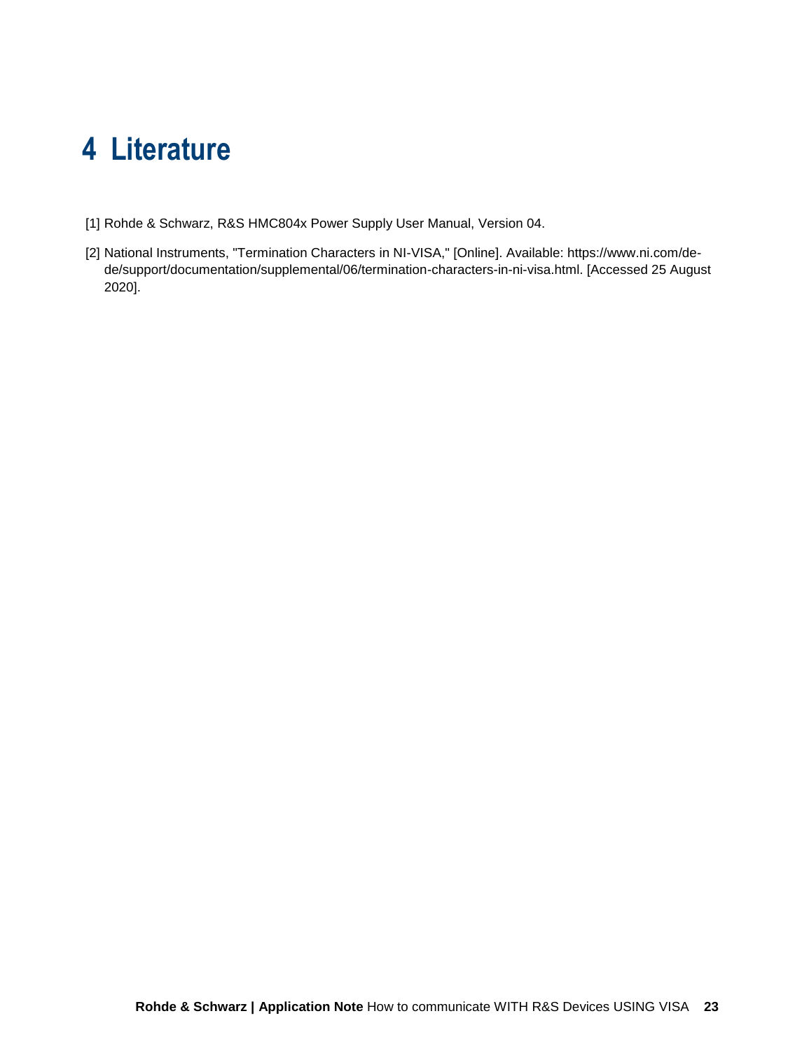# 4 Literature

[1] Rohde & Schwarz, R&S HMC804x Power Supply User Manual, Version 04.

[2] National Instruments, "Termination Characters in NI-VISA," [Online]. Available: https://www.ni.com/de-de/support/documentation/supplemental/06/termination-characters-in-ni-visa.html. [Accessed 25 August 2020].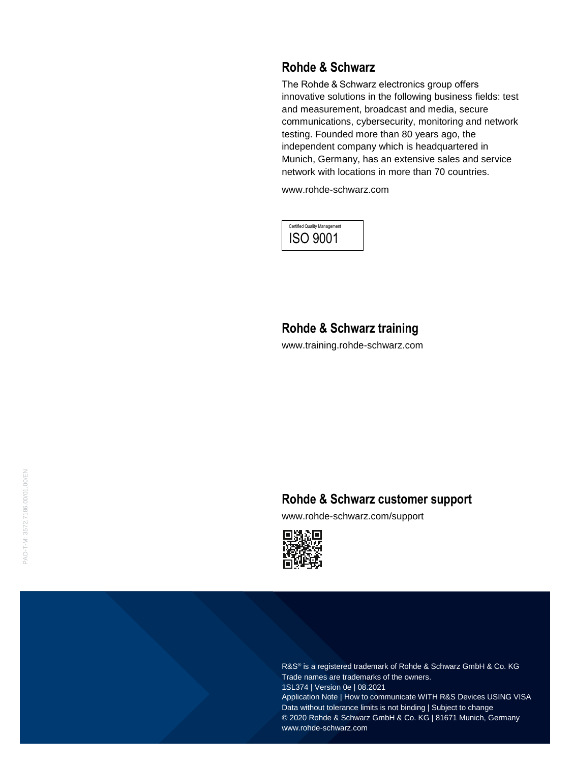## Rohde & Schwarz

The Rohde & Schwarz electronics group offers innovative solutions in the following business fields: test and measurement, broadcast and media, secure communications, cybersecurity, monitoring and network testing. Founded more than 80 years ago, the independent company which is headquartered in Munich, Germany, has an extensive sales and service network with locations in more than 70 countries.

www.rohde-schwarz.com

Certified Quality Management
ISO 9001

## Rohde & Schwarz training

www.training.rohde-schwarz.com

## Rohde & Schwarz customer support

www.rohde-schwarz.com/support

PAD-T-M: 3572.7186.00/01.00/EN

R&S® is a registered trademark of Rohde & Schwarz GmbH & Co. KG
Trade names are trademarks of the owners.
1SL374 | Version 0e | 08.2021
Application Note | How to communicate WITH R&S Devices USING VISA
Data without tolerance limits is not binding | Subject to change
© 2020 Rohde & Schwarz GmbH & Co. KG | 81671 Munich, Germany
www.rohde-schwarz.com